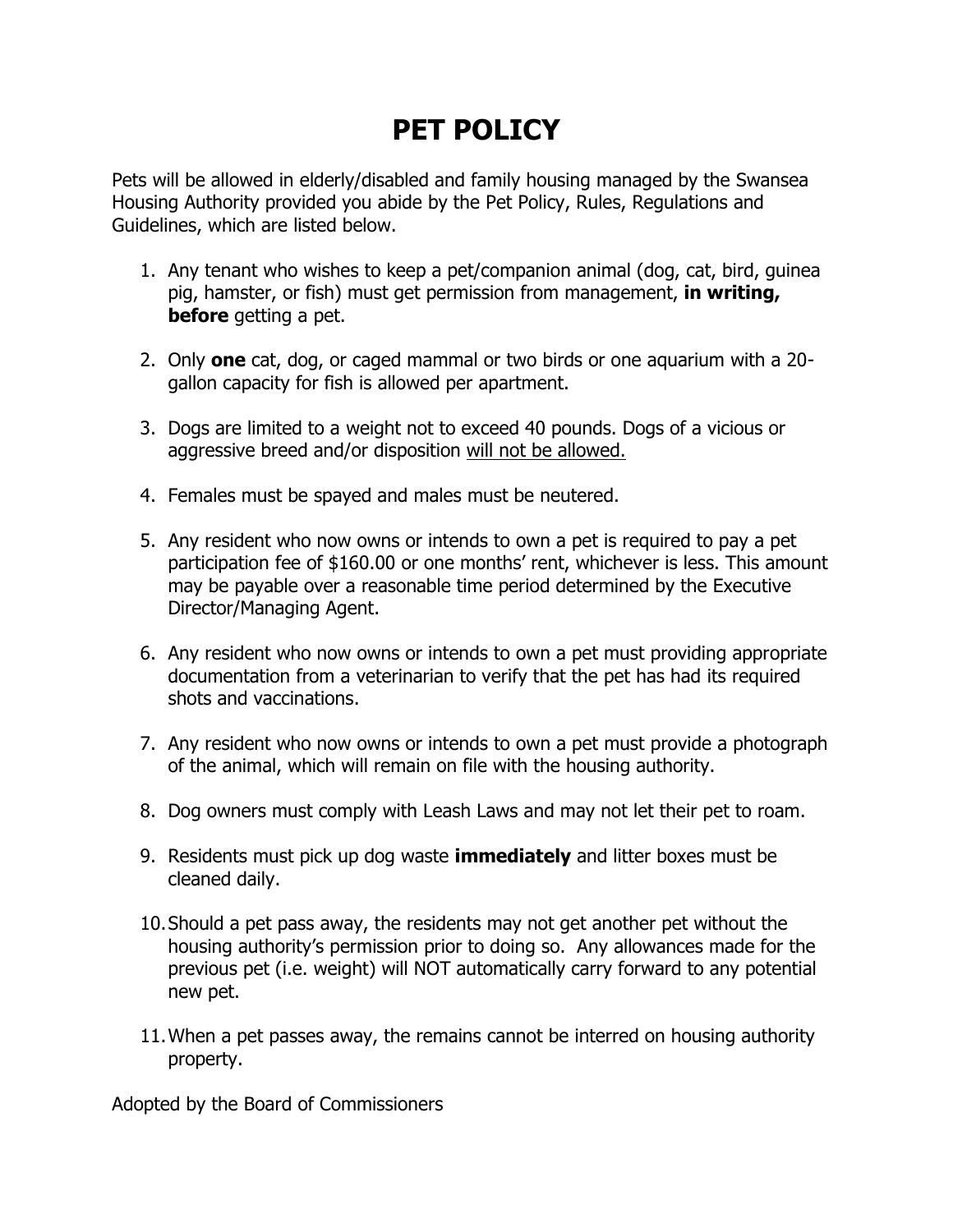# PET POLICY

Pets will be allowed in elderly/disabled and family housing managed by the Swansea Housing Authority provided you abide by the Pet Policy, Rules, Regulations and Guidelines, which are listed below.

1. Any tenant who wishes to keep a pet/companion animal (dog, cat, bird, guinea pig, hamster, or fish) must get permission from management, **in writing, before** getting a pet.

2. Only **one** cat, dog, or caged mammal or two birds or one aquarium with a 20-gallon capacity for fish is allowed per apartment.

3. Dogs are limited to a weight not to exceed 40 pounds. Dogs of a vicious or aggressive breed and/or disposition <u>will not be allowed.</u>

4. Females must be spayed and males must be neutered.

5. Any resident who now owns or intends to own a pet is required to pay a pet participation fee of $160.00 or one months' rent, whichever is less. This amount may be payable over a reasonable time period determined by the Executive Director/Managing Agent.

6. Any resident who now owns or intends to own a pet must providing appropriate documentation from a veterinarian to verify that the pet has had its required shots and vaccinations.

7. Any resident who now owns or intends to own a pet must provide a photograph of the animal, which will remain on file with the housing authority.

8. Dog owners must comply with Leash Laws and may not let their pet to roam.

9. Residents must pick up dog waste **immediately** and litter boxes must be cleaned daily.

10. Should a pet pass away, the residents may not get another pet without the housing authority's permission prior to doing so. Any allowances made for the previous pet (i.e. weight) will NOT automatically carry forward to any potential new pet.

11. When a pet passes away, the remains cannot be interred on housing authority property.

Adopted by the Board of Commissioners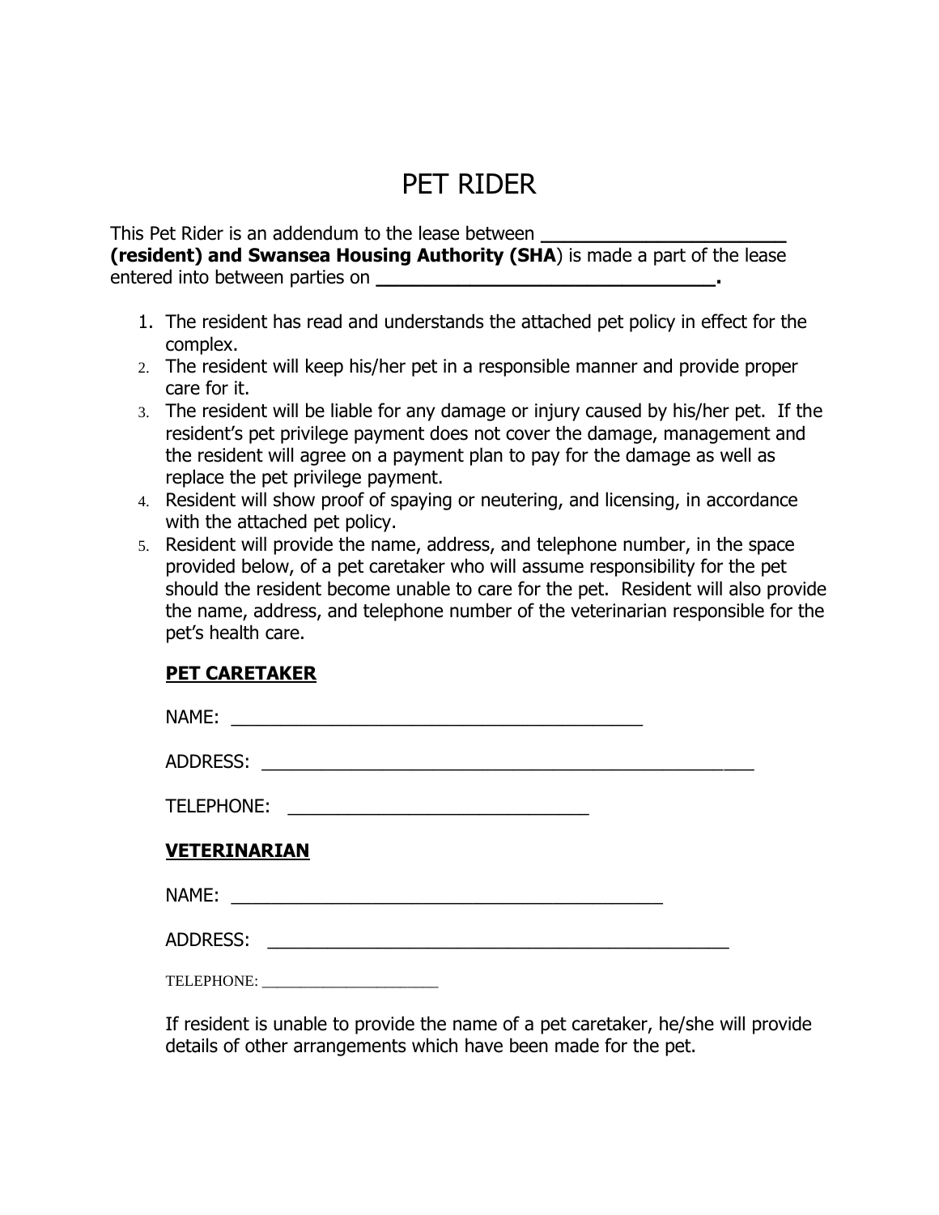# PET RIDER

This Pet Rider is an addendum to the lease between **______________________ (resident) and Swansea Housing Authority (SHA**) is made a part of the lease entered into between parties on **______________________________.**

1. The resident has read and understands the attached pet policy in effect for the complex.
2. The resident will keep his/her pet in a responsible manner and provide proper care for it.
3. The resident will be liable for any damage or injury caused by his/her pet. If the resident's pet privilege payment does not cover the damage, management and the resident will agree on a payment plan to pay for the damage as well as replace the pet privilege payment.
4. Resident will show proof of spaying or neutering, and licensing, in accordance with the attached pet policy.
5. Resident will provide the name, address, and telephone number, in the space provided below, of a pet caretaker who will assume responsibility for the pet should the resident become unable to care for the pet. Resident will also provide the name, address, and telephone number of the veterinarian responsible for the pet's health care.

**PET CARETAKER**

NAME: ________________________________________

ADDRESS: _______________________________________________

TELEPHONE: _____________________________

**VETERINARIAN**

NAME: __________________________________________

ADDRESS: _____________________________________________

TELEPHONE: ______________________

If resident is unable to provide the name of a pet caretaker, he/she will provide details of other arrangements which have been made for the pet.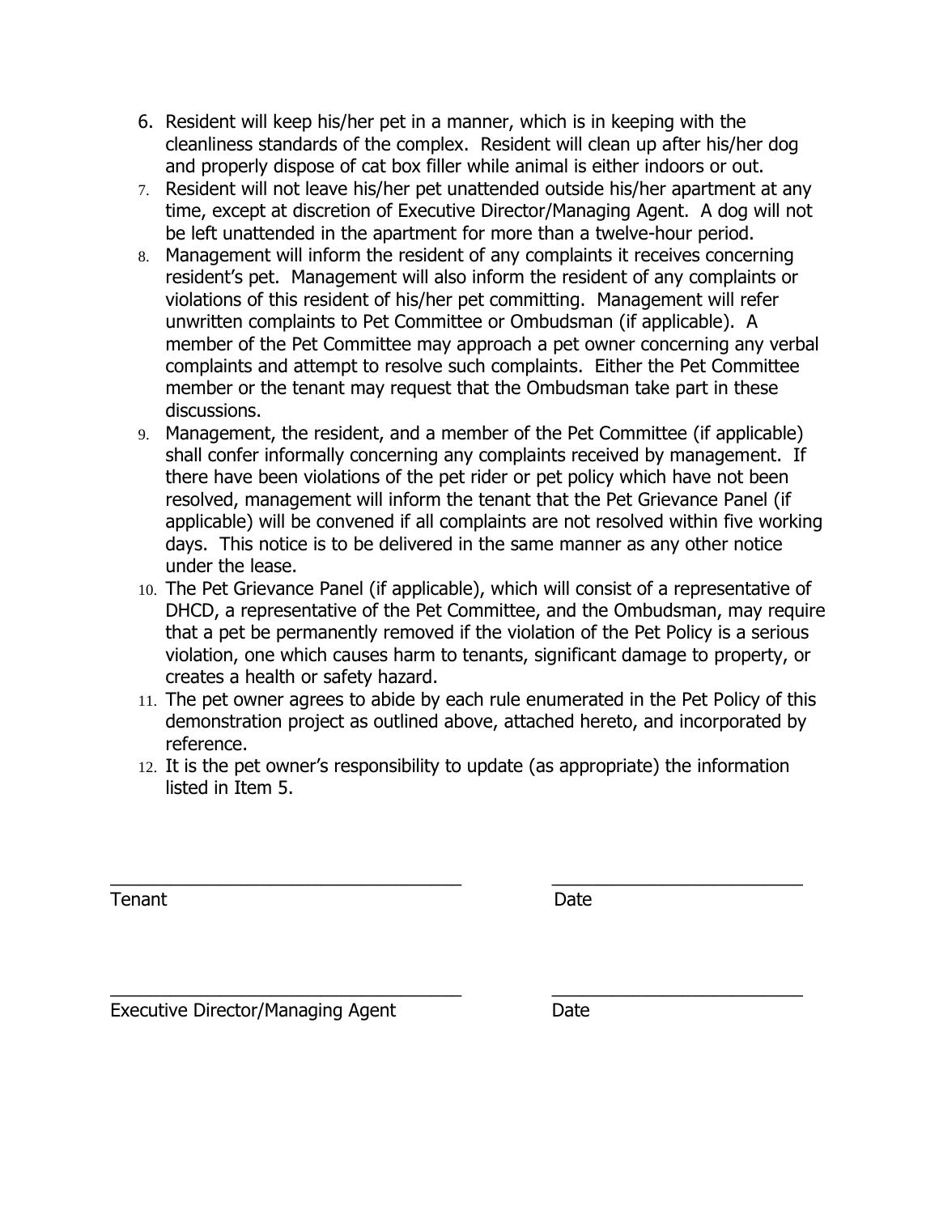6. Resident will keep his/her pet in a manner, which is in keeping with the cleanliness standards of the complex. Resident will clean up after his/her dog and properly dispose of cat box filler while animal is either indoors or out.
7. Resident will not leave his/her pet unattended outside his/her apartment at any time, except at discretion of Executive Director/Managing Agent. A dog will not be left unattended in the apartment for more than a twelve-hour period.
8. Management will inform the resident of any complaints it receives concerning resident's pet. Management will also inform the resident of any complaints or violations of this resident of his/her pet committing. Management will refer unwritten complaints to Pet Committee or Ombudsman (if applicable). A member of the Pet Committee may approach a pet owner concerning any verbal complaints and attempt to resolve such complaints. Either the Pet Committee member or the tenant may request that the Ombudsman take part in these discussions.
9. Management, the resident, and a member of the Pet Committee (if applicable) shall confer informally concerning any complaints received by management. If there have been violations of the pet rider or pet policy which have not been resolved, management will inform the tenant that the Pet Grievance Panel (if applicable) will be convened if all complaints are not resolved within five working days. This notice is to be delivered in the same manner as any other notice under the lease.
10. The Pet Grievance Panel (if applicable), which will consist of a representative of DHCD, a representative of the Pet Committee, and the Ombudsman, may require that a pet be permanently removed if the violation of the Pet Policy is a serious violation, one which causes harm to tenants, significant damage to property, or creates a health or safety hazard.
11. The pet owner agrees to abide by each rule enumerated in the Pet Policy of this demonstration project as outlined above, attached hereto, and incorporated by reference.
12. It is the pet owner's responsibility to update (as appropriate) the information listed in Item 5.

\_\_\_\_\_\_\_\_\_\_\_\_\_\_\_\_\_\_\_\_\_\_\_\_\_\_\_\_\_\_\_\_\_\_\_ \_\_\_\_\_\_\_\_\_\_\_\_\_\_\_\_\_\_\_\_\_\_\_\_\_

Tenant Date

\_\_\_\_\_\_\_\_\_\_\_\_\_\_\_\_\_\_\_\_\_\_\_\_\_\_\_\_\_\_\_\_\_\_\_ \_\_\_\_\_\_\_\_\_\_\_\_\_\_\_\_\_\_\_\_\_\_\_\_\_

Executive Director/Managing Agent Date